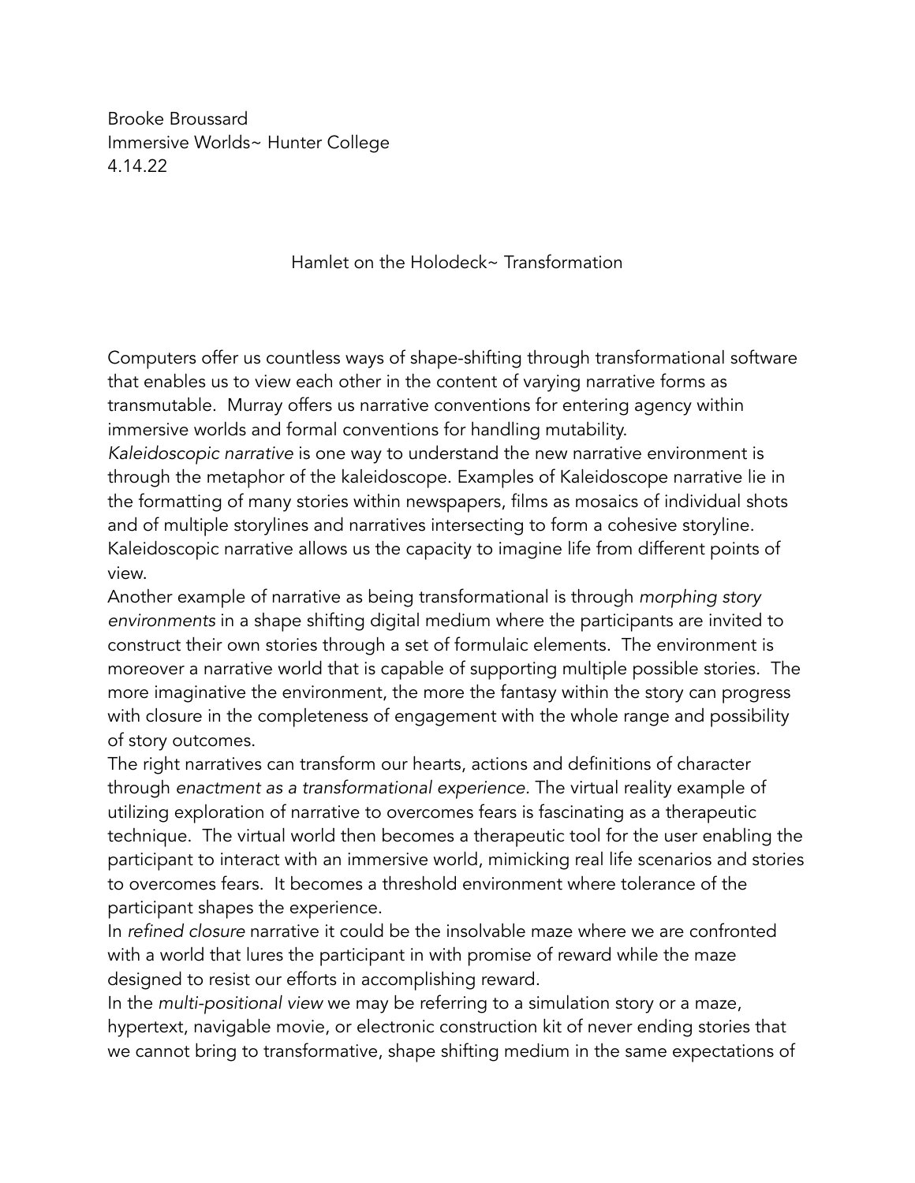Brooke Broussard
Immersive Worlds~ Hunter College
4.14.22

## Hamlet on the Holodeck~ Transformation

Computers offer us countless ways of shape-shifting through transformational software that enables us to view each other in the content of varying narrative forms as transmutable. Murray offers us narrative conventions for entering agency within immersive worlds and formal conventions for handling mutability.

*Kaleidoscopic narrative* is one way to understand the new narrative environment is through the metaphor of the kaleidoscope. Examples of Kaleidoscope narrative lie in the formatting of many stories within newspapers, films as mosaics of individual shots and of multiple storylines and narratives intersecting to form a cohesive storyline. Kaleidoscopic narrative allows us the capacity to imagine life from different points of view.

Another example of narrative as being transformational is through *morphing story environments* in a shape shifting digital medium where the participants are invited to construct their own stories through a set of formulaic elements. The environment is moreover a narrative world that is capable of supporting multiple possible stories. The more imaginative the environment, the more the fantasy within the story can progress with closure in the completeness of engagement with the whole range and possibility of story outcomes.

The right narratives can transform our hearts, actions and definitions of character through *enactment as a transformational experience*. The virtual reality example of utilizing exploration of narrative to overcomes fears is fascinating as a therapeutic technique. The virtual world then becomes a therapeutic tool for the user enabling the participant to interact with an immersive world, mimicking real life scenarios and stories to overcomes fears. It becomes a threshold environment where tolerance of the participant shapes the experience.

In *refined closure* narrative it could be the insolvable maze where we are confronted with a world that lures the participant in with promise of reward while the maze designed to resist our efforts in accomplishing reward.

In the *multi-positional view* we may be referring to a simulation story or a maze, hypertext, navigable movie, or electronic construction kit of never ending stories that we cannot bring to transformative, shape shifting medium in the same expectations of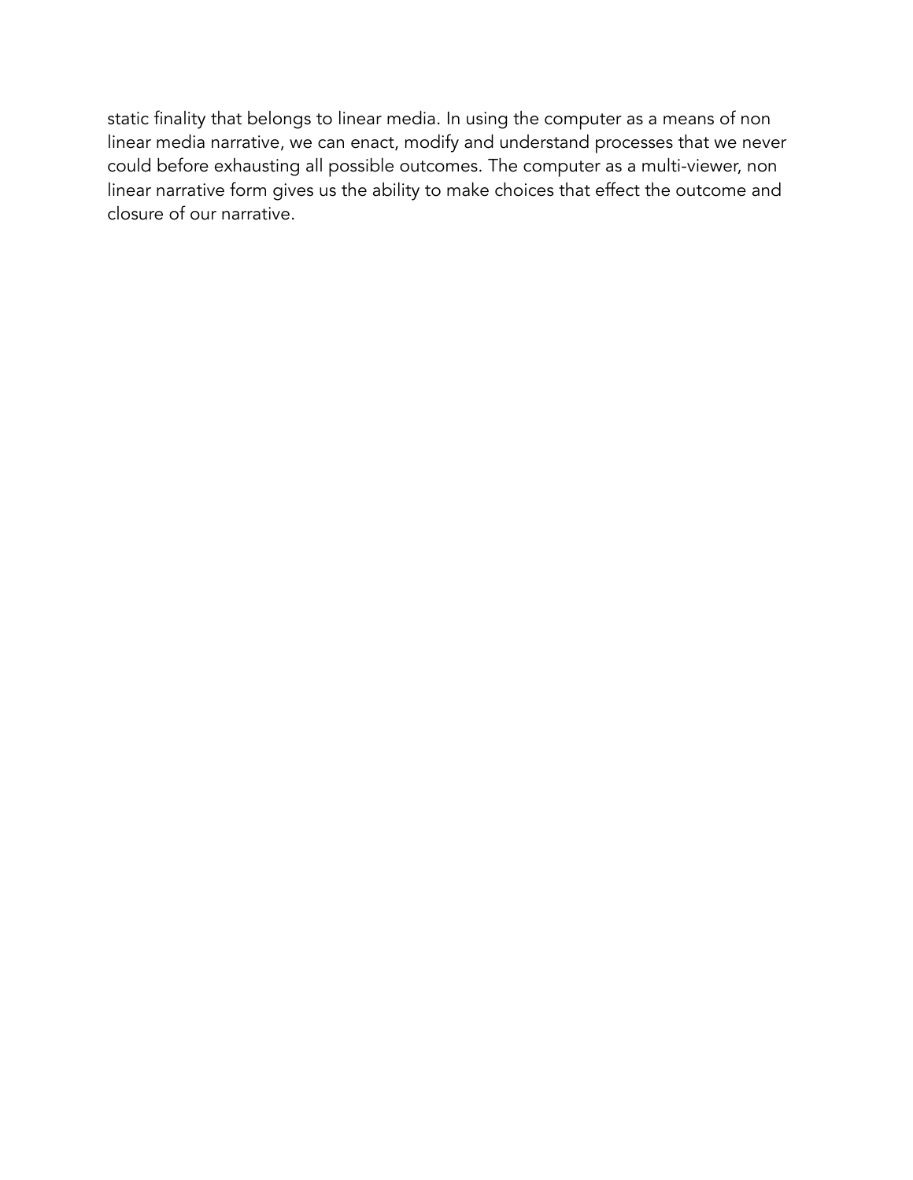static finality that belongs to linear media. In using the computer as a means of non linear media narrative, we can enact, modify and understand processes that we never could before exhausting all possible outcomes. The computer as a multi-viewer, non linear narrative form gives us the ability to make choices that effect the outcome and closure of our narrative.